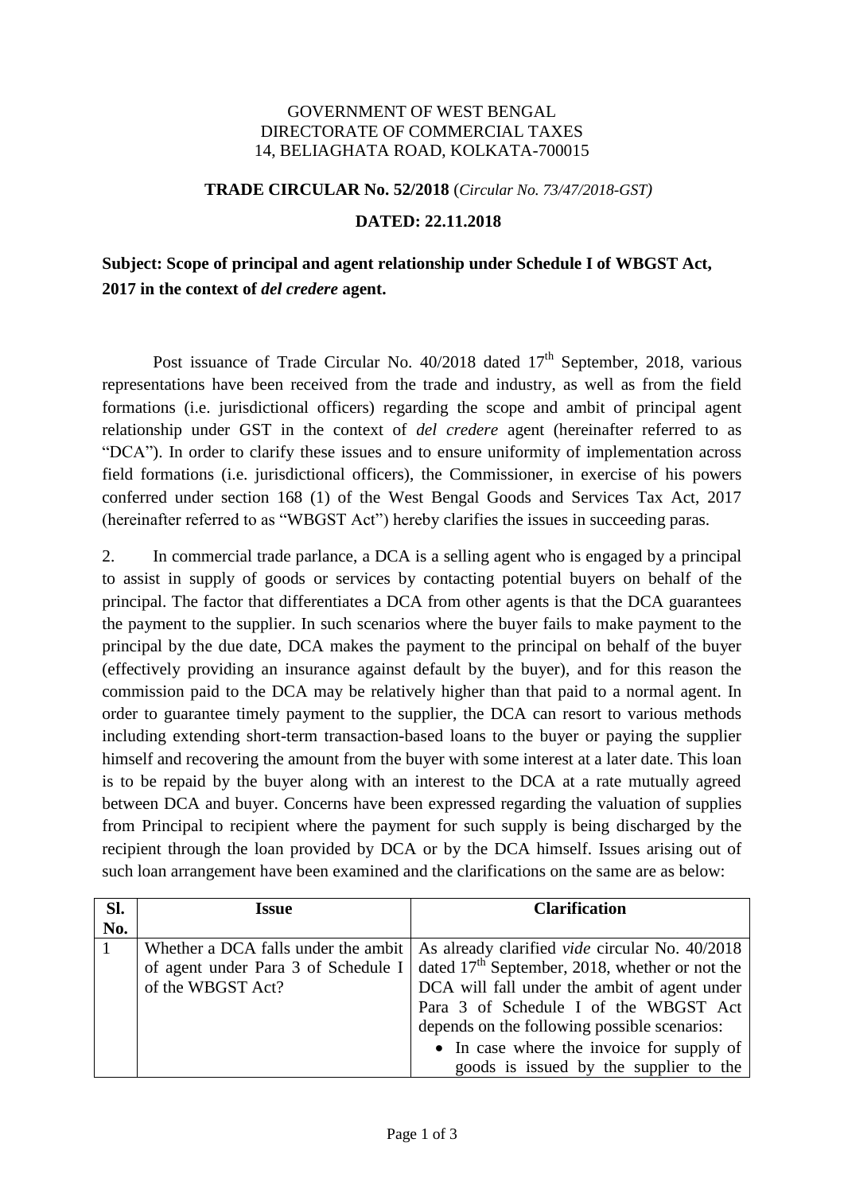GOVERNMENT OF WEST BENGAL
DIRECTORATE OF COMMERCIAL TAXES
14, BELIAGHATA ROAD, KOLKATA-700015

**TRADE CIRCULAR No. 52/2018** (*Circular No. 73/47/2018-GST)*

**DATED: 22.11.2018**

**Subject: Scope of principal and agent relationship under Schedule I of WBGST Act, 2017 in the context of *del credere* agent.**

Post issuance of Trade Circular No. 40/2018 dated 17th September, 2018, various representations have been received from the trade and industry, as well as from the field formations (i.e. jurisdictional officers) regarding the scope and ambit of principal agent relationship under GST in the context of *del credere* agent (hereinafter referred to as "DCA"). In order to clarify these issues and to ensure uniformity of implementation across field formations (i.e. jurisdictional officers), the Commissioner, in exercise of his powers conferred under section 168 (1) of the West Bengal Goods and Services Tax Act, 2017 (hereinafter referred to as "WBGST Act") hereby clarifies the issues in succeeding paras.

2. In commercial trade parlance, a DCA is a selling agent who is engaged by a principal to assist in supply of goods or services by contacting potential buyers on behalf of the principal. The factor that differentiates a DCA from other agents is that the DCA guarantees the payment to the supplier. In such scenarios where the buyer fails to make payment to the principal by the due date, DCA makes the payment to the principal on behalf of the buyer (effectively providing an insurance against default by the buyer), and for this reason the commission paid to the DCA may be relatively higher than that paid to a normal agent. In order to guarantee timely payment to the supplier, the DCA can resort to various methods including extending short-term transaction-based loans to the buyer or paying the supplier himself and recovering the amount from the buyer with some interest at a later date. This loan is to be repaid by the buyer along with an interest to the DCA at a rate mutually agreed between DCA and buyer. Concerns have been expressed regarding the valuation of supplies from Principal to recipient where the payment for such supply is being discharged by the recipient through the loan provided by DCA or by the DCA himself. Issues arising out of such loan arrangement have been examined and the clarifications on the same are as below:

| Sl. No. | Issue | Clarification |
|---|---|---|
| 1 | Whether a DCA falls under the ambit of agent under Para 3 of Schedule I of the WBGST Act? | As already clarified *vide* circular No. 40/2018 dated 17th September, 2018, whether or not the DCA will fall under the ambit of agent under Para 3 of Schedule I of the WBGST Act depends on the following possible scenarios:<br>• In case where the invoice for supply of goods is issued by the supplier to the |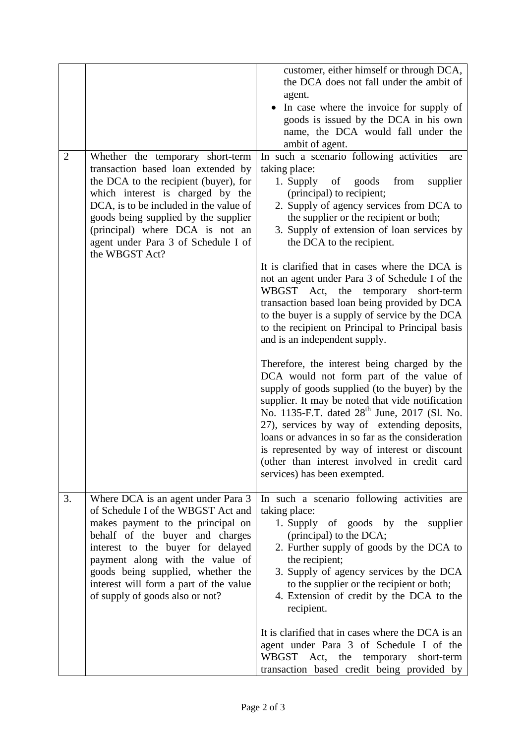| | | |
|---|---|---|
| | | customer, either himself or through DCA, the DCA does not fall under the ambit of agent.<br>• In case where the invoice for supply of goods is issued by the DCA in his own name, the DCA would fall under the ambit of agent. |
| 2 | Whether the temporary short-term transaction based loan extended by the DCA to the recipient (buyer), for which interest is charged by the DCA, is to be included in the value of goods being supplied by the supplier (principal) where DCA is not an agent under Para 3 of Schedule I of the WBGST Act? | In such a scenario following activities are taking place:<br>1. Supply of goods from supplier (principal) to recipient;<br>2. Supply of agency services from DCA to the supplier or the recipient or both;<br>3. Supply of extension of loan services by the DCA to the recipient.<br><br>It is clarified that in cases where the DCA is not an agent under Para 3 of Schedule I of the WBGST Act, the temporary short-term transaction based loan being provided by DCA to the buyer is a supply of service by the DCA to the recipient on Principal to Principal basis and is an independent supply.<br><br>Therefore, the interest being charged by the DCA would not form part of the value of supply of goods supplied (to the buyer) by the supplier. It may be noted that vide notification No. 1135-F.T. dated 28th June, 2017 (Sl. No. 27), services by way of extending deposits, loans or advances in so far as the consideration is represented by way of interest or discount (other than interest involved in credit card services) has been exempted. |
| 3. | Where DCA is an agent under Para 3 of Schedule I of the WBGST Act and makes payment to the principal on behalf of the buyer and charges interest to the buyer for delayed payment along with the value of goods being supplied, whether the interest will form a part of the value of supply of goods also or not? | In such a scenario following activities are taking place:<br>1. Supply of goods by the supplier (principal) to the DCA;<br>2. Further supply of goods by the DCA to the recipient;<br>3. Supply of agency services by the DCA to the supplier or the recipient or both;<br>4. Extension of credit by the DCA to the recipient.<br><br>It is clarified that in cases where the DCA is an agent under Para 3 of Schedule I of the WBGST Act, the temporary short-term transaction based credit being provided by |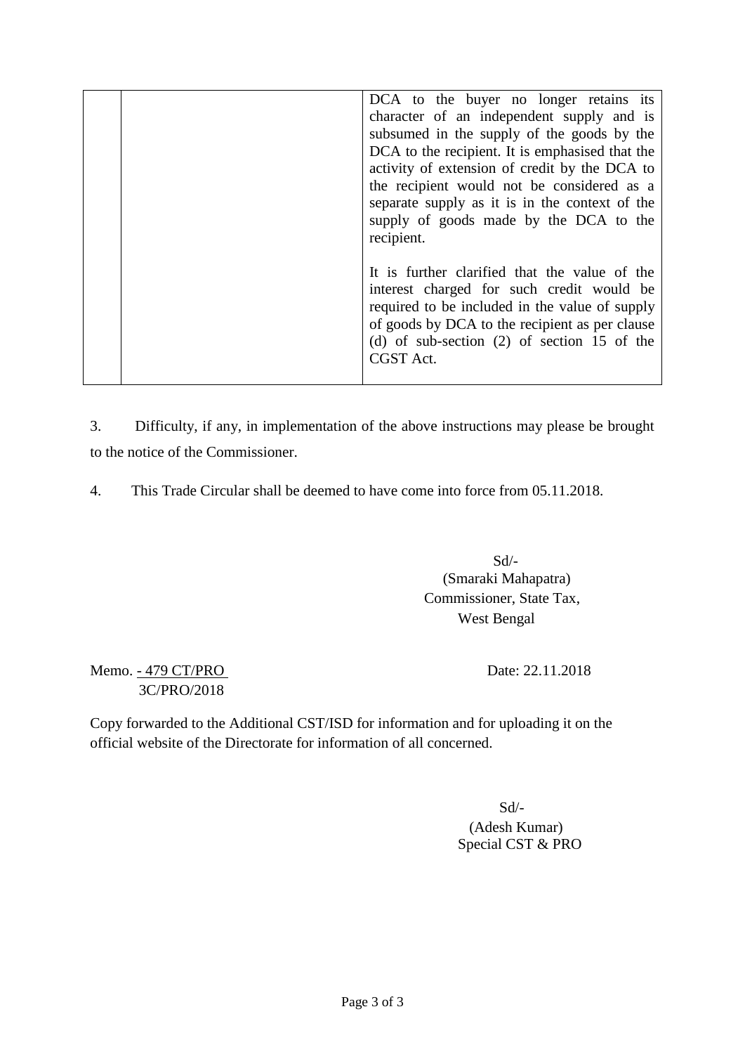| | | |
|---|---|---|
| | | DCA to the buyer no longer retains its character of an independent supply and is subsumed in the supply of the goods by the DCA to the recipient. It is emphasised that the activity of extension of credit by the DCA to the recipient would not be considered as a separate supply as it is in the context of the supply of goods made by the DCA to the recipient.<br><br>It is further clarified that the value of the interest charged for such credit would be required to be included in the value of supply of goods by DCA to the recipient as per clause (d) of sub-section (2) of section 15 of the CGST Act. |

3. Difficulty, if any, in implementation of the above instructions may please be brought to the notice of the Commissioner.

4. This Trade Circular shall be deemed to have come into force from 05.11.2018.

Sd/-
(Smaraki Mahapatra)
Commissioner, State Tax,
West Bengal

Memo. - 479 CT/PRO
3C/PRO/2018

Date: 22.11.2018

Copy forwarded to the Additional CST/ISD for information and for uploading it on the official website of the Directorate for information of all concerned.

Sd/-
(Adesh Kumar)
Special CST & PRO